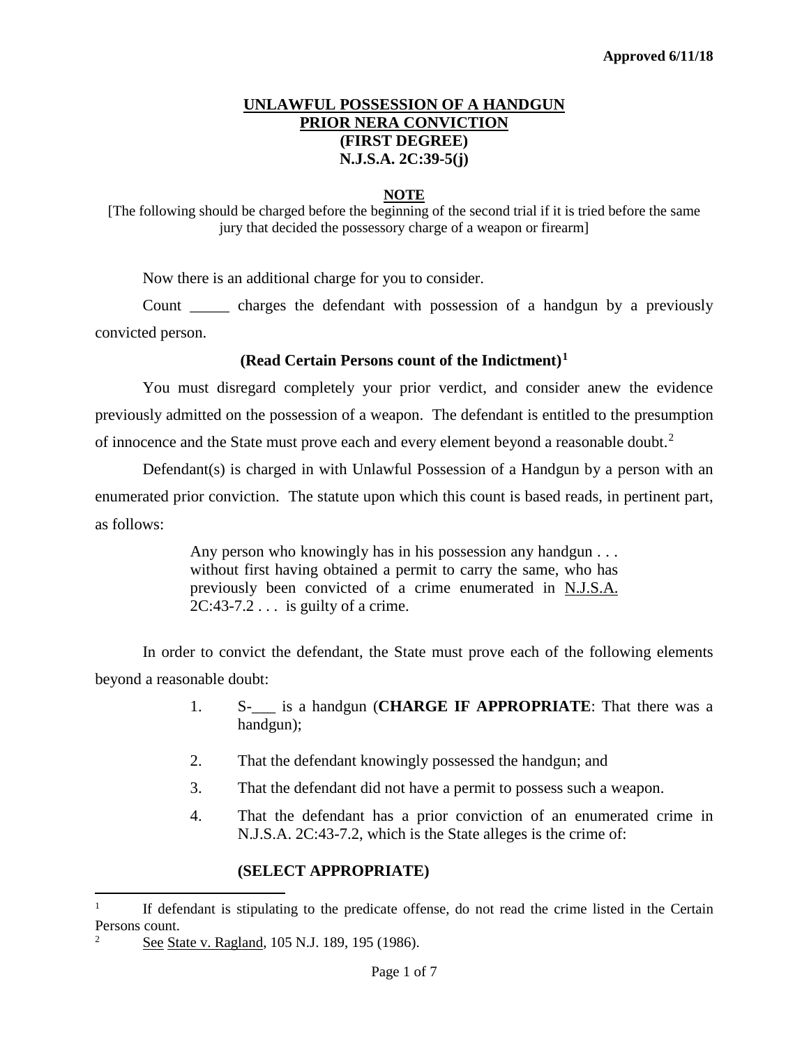Approved 6/11/18

# UNLAWFUL POSSESSION OF A HANDGUN
# PRIOR NERA CONVICTION
# (FIRST DEGREE)
# N.J.S.A. 2C:39-5(j)

**NOTE**

[The following should be charged before the beginning of the second trial if it is tried before the same jury that decided the possessory charge of a weapon or firearm]

Now there is an additional charge for you to consider.

Count _____ charges the defendant with possession of a handgun by a previously convicted person.

**(Read Certain Persons count of the Indictment)**[1]

You must disregard completely your prior verdict, and consider anew the evidence previously admitted on the possession of a weapon. The defendant is entitled to the presumption of innocence and the State must prove each and every element beyond a reasonable doubt.[2]

Defendant(s) is charged in with Unlawful Possession of a Handgun by a person with an enumerated prior conviction. The statute upon which this count is based reads, in pertinent part, as follows:

> Any person who knowingly has in his possession any handgun . . . without first having obtained a permit to carry the same, who has previously been convicted of a crime enumerated in N.J.S.A. 2C:43-7.2 . . . is guilty of a crime.

In order to convict the defendant, the State must prove each of the following elements beyond a reasonable doubt:

1. S-___ is a handgun (**CHARGE IF APPROPRIATE**: That there was a handgun);
2. That the defendant knowingly possessed the handgun; and
3. That the defendant did not have a permit to possess such a weapon.
4. That the defendant has a prior conviction of an enumerated crime in N.J.S.A. 2C:43-7.2, which is the State alleges is the crime of:

**(SELECT APPROPRIATE)**

---

[1] If defendant is stipulating to the predicate offense, do not read the crime listed in the Certain Persons count.

[2] See State v. Ragland, 105 N.J. 189, 195 (1986).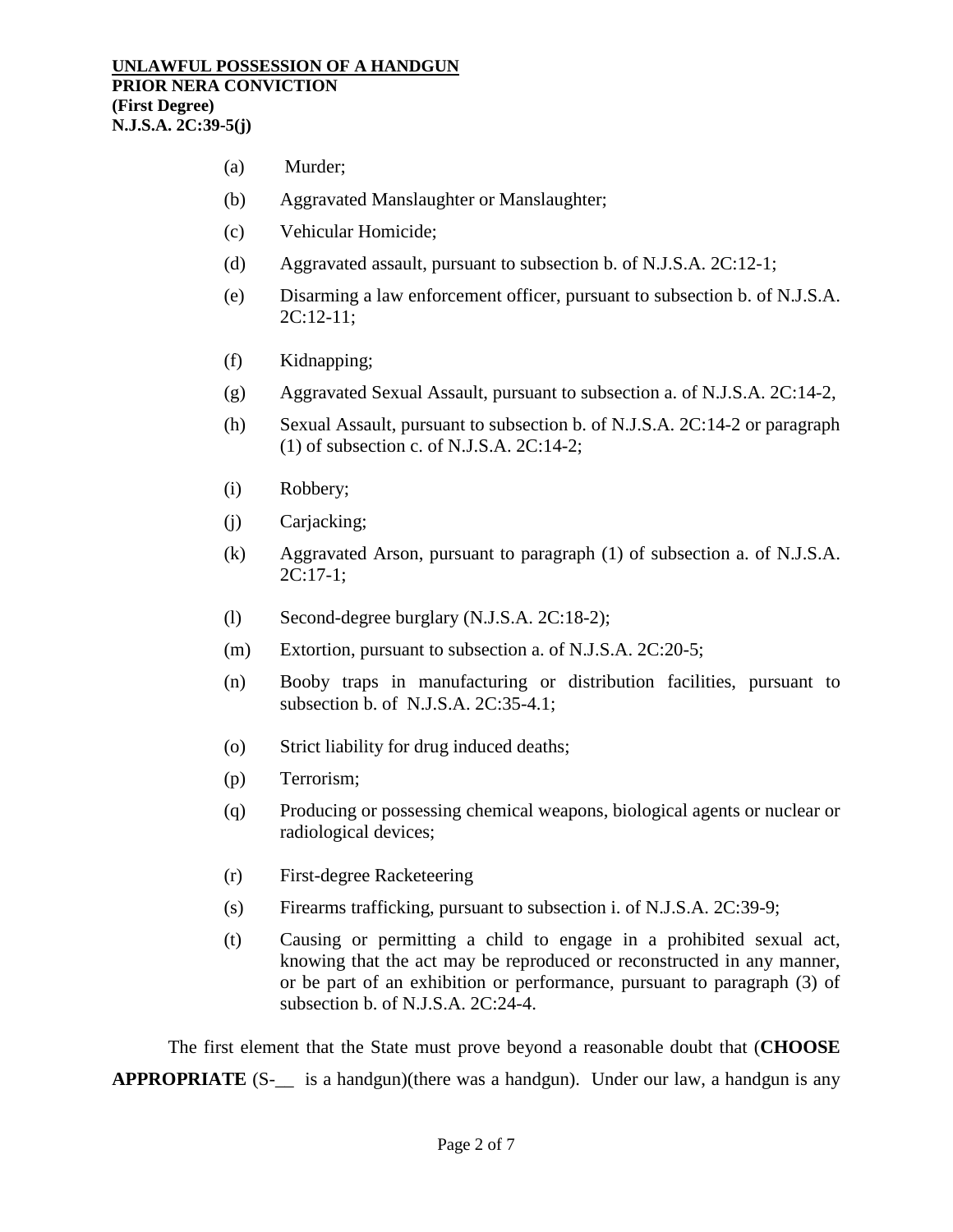**UNLAWFUL POSSESSION OF A HANDGUN**
**PRIOR NERA CONVICTION**
**(First Degree)**
**N.J.S.A. 2C:39-5(j)**

(a) Murder;

(b) Aggravated Manslaughter or Manslaughter;

(c) Vehicular Homicide;

(d) Aggravated assault, pursuant to subsection b. of N.J.S.A. 2C:12-1;

(e) Disarming a law enforcement officer, pursuant to subsection b. of N.J.S.A. 2C:12-11;

(f) Kidnapping;

(g) Aggravated Sexual Assault, pursuant to subsection a. of N.J.S.A. 2C:14-2,

(h) Sexual Assault, pursuant to subsection b. of N.J.S.A. 2C:14-2 or paragraph (1) of subsection c. of N.J.S.A. 2C:14-2;

(i) Robbery;

(j) Carjacking;

(k) Aggravated Arson, pursuant to paragraph (1) of subsection a. of N.J.S.A. 2C:17-1;

(l) Second-degree burglary (N.J.S.A. 2C:18-2);

(m) Extortion, pursuant to subsection a. of N.J.S.A. 2C:20-5;

(n) Booby traps in manufacturing or distribution facilities, pursuant to subsection b. of N.J.S.A. 2C:35-4.1;

(o) Strict liability for drug induced deaths;

(p) Terrorism;

(q) Producing or possessing chemical weapons, biological agents or nuclear or radiological devices;

(r) First-degree Racketeering

(s) Firearms trafficking, pursuant to subsection i. of N.J.S.A. 2C:39-9;

(t) Causing or permitting a child to engage in a prohibited sexual act, knowing that the act may be reproduced or reconstructed in any manner, or be part of an exhibition or performance, pursuant to paragraph (3) of subsection b. of N.J.S.A. 2C:24-4.

The first element that the State must prove beyond a reasonable doubt that (**CHOOSE APPROPRIATE** (S-__ is a handgun)(there was a handgun). Under our law, a handgun is any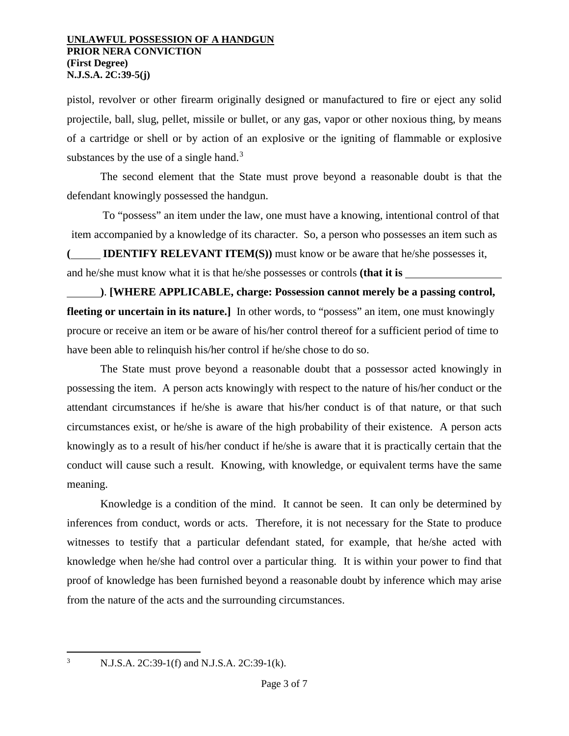pistol, revolver or other firearm originally designed or manufactured to fire or eject any solid projectile, ball, slug, pellet, missile or bullet, or any gas, vapor or other noxious thing, by means of a cartridge or shell or by action of an explosive or the igniting of flammable or explosive substances by the use of a single hand.[3]

The second element that the State must prove beyond a reasonable doubt is that the defendant knowingly possessed the handgun.

To "possess" an item under the law, one must have a knowing, intentional control of that item accompanied by a knowledge of its character. So, a person who possesses an item such as **(\_\_\_\_\_ IDENTIFY RELEVANT ITEM(S))** must know or be aware that he/she possesses it, and he/she must know what it is that he/she possesses or controls **(that it is \_\_\_\_\_\_\_\_\_\_\_\_\_\_\_\_\_\_\_\_\_\_\_)**. **[WHERE APPLICABLE, charge: Possession cannot merely be a passing control, fleeting or uncertain in its nature.]** In other words, to "possess" an item, one must knowingly procure or receive an item or be aware of his/her control thereof for a sufficient period of time to have been able to relinquish his/her control if he/she chose to do so.

The State must prove beyond a reasonable doubt that a possessor acted knowingly in possessing the item. A person acts knowingly with respect to the nature of his/her conduct or the attendant circumstances if he/she is aware that his/her conduct is of that nature, or that such circumstances exist, or he/she is aware of the high probability of their existence. A person acts knowingly as to a result of his/her conduct if he/she is aware that it is practically certain that the conduct will cause such a result. Knowing, with knowledge, or equivalent terms have the same meaning.

Knowledge is a condition of the mind. It cannot be seen. It can only be determined by inferences from conduct, words or acts. Therefore, it is not necessary for the State to produce witnesses to testify that a particular defendant stated, for example, that he/she acted with knowledge when he/she had control over a particular thing. It is within your power to find that proof of knowledge has been furnished beyond a reasonable doubt by inference which may arise from the nature of the acts and the surrounding circumstances.

---

[3] N.J.S.A. 2C:39-1(f) and N.J.S.A. 2C:39-1(k).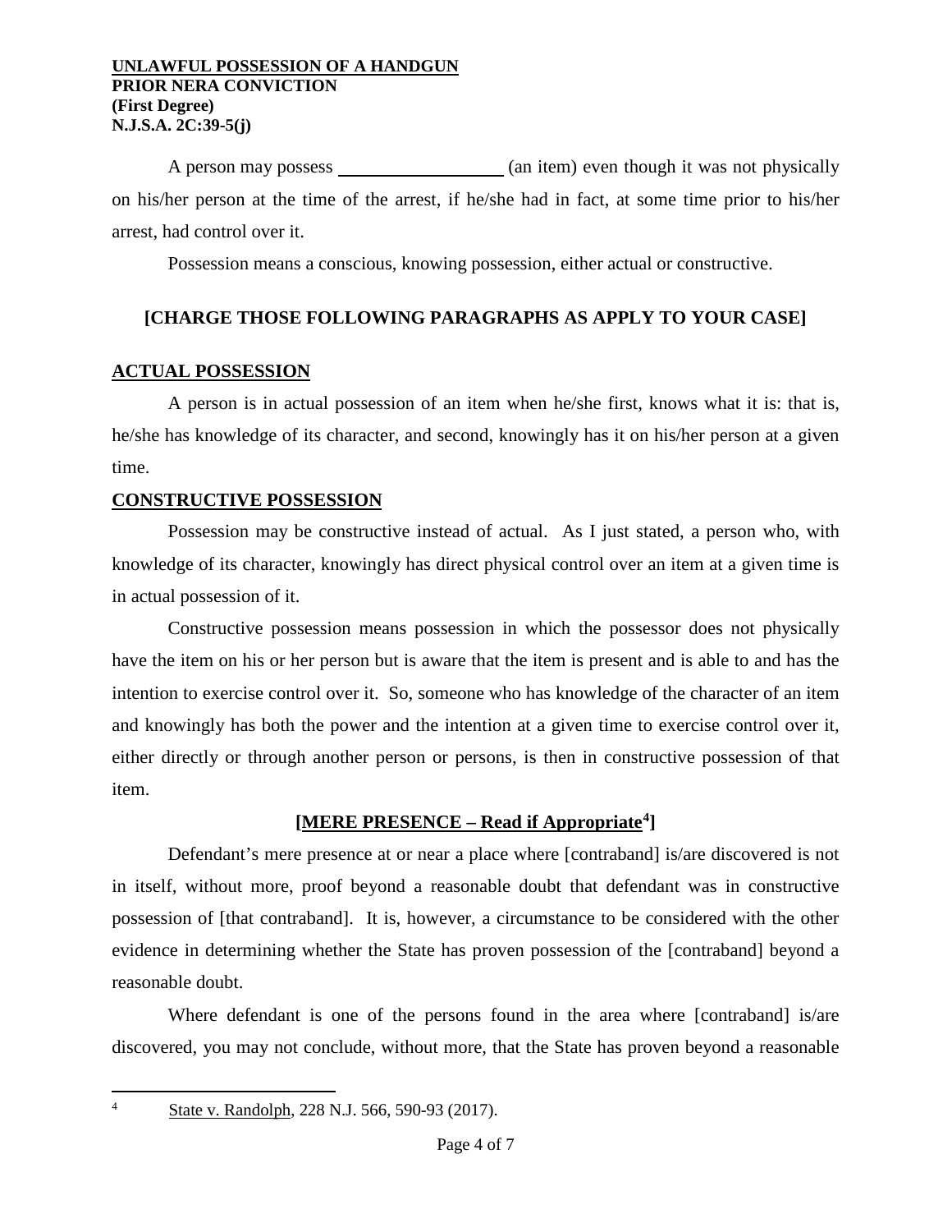A person may possess __________________ (an item) even though it was not physically on his/her person at the time of the arrest, if he/she had in fact, at some time prior to his/her arrest, had control over it.

Possession means a conscious, knowing possession, either actual or constructive.

**[CHARGE THOSE FOLLOWING PARAGRAPHS AS APPLY TO YOUR CASE]**

## ACTUAL POSSESSION

A person is in actual possession of an item when he/she first, knows what it is: that is, he/she has knowledge of its character, and second, knowingly has it on his/her person at a given time.

## CONSTRUCTIVE POSSESSION

Possession may be constructive instead of actual. As I just stated, a person who, with knowledge of its character, knowingly has direct physical control over an item at a given time is in actual possession of it.

Constructive possession means possession in which the possessor does not physically have the item on his or her person but is aware that the item is present and is able to and has the intention to exercise control over it. So, someone who has knowledge of the character of an item and knowingly has both the power and the intention at a given time to exercise control over it, either directly or through another person or persons, is then in constructive possession of that item.

**[MERE PRESENCE – Read if Appropriate[4]]**

Defendant's mere presence at or near a place where [contraband] is/are discovered is not in itself, without more, proof beyond a reasonable doubt that defendant was in constructive possession of [that contraband]. It is, however, a circumstance to be considered with the other evidence in determining whether the State has proven possession of the [contraband] beyond a reasonable doubt.

Where defendant is one of the persons found in the area where [contraband] is/are discovered, you may not conclude, without more, that the State has proven beyond a reasonable

---

[4] State v. Randolph, 228 N.J. 566, 590-93 (2017).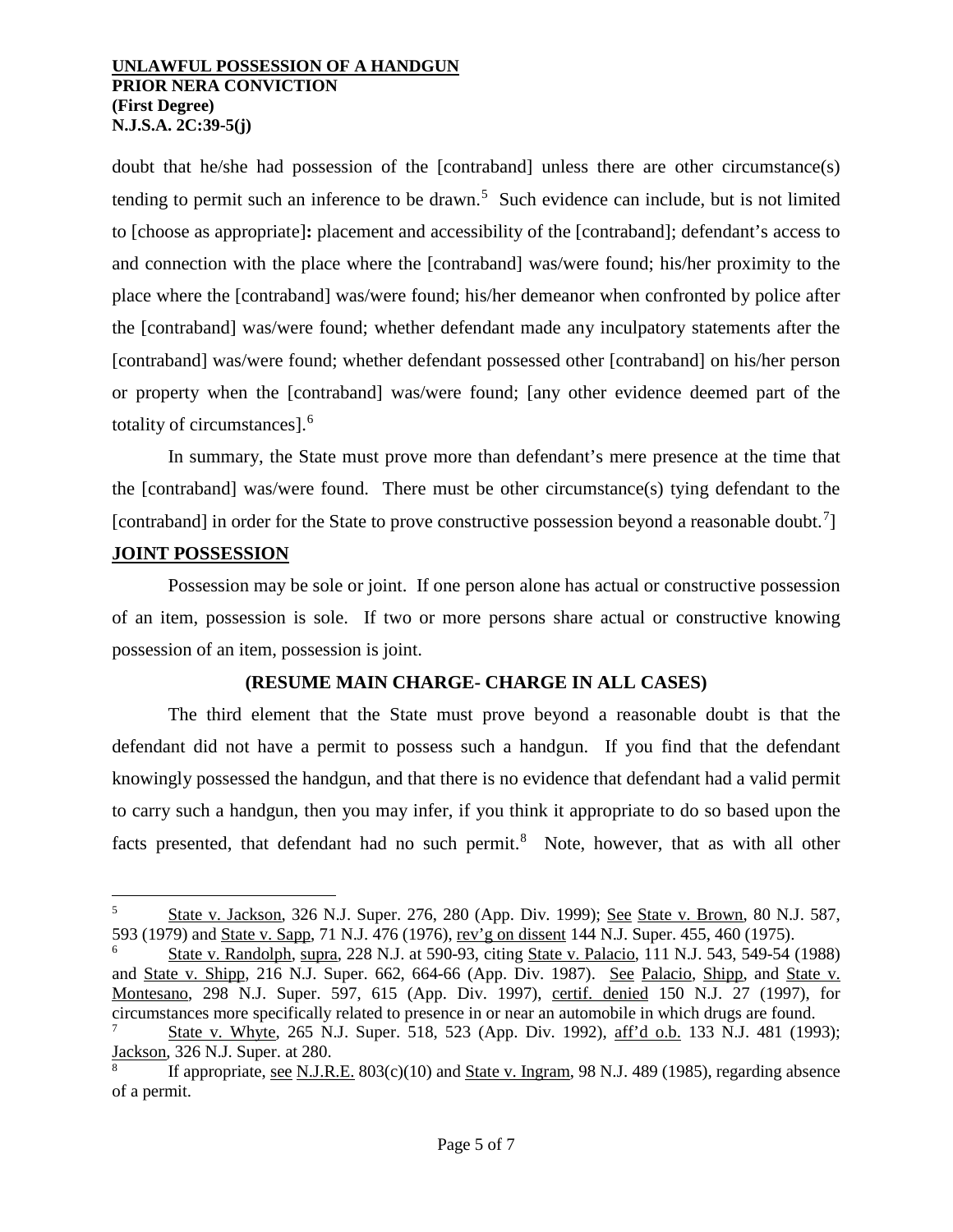doubt that he/she had possession of the [contraband] unless there are other circumstance(s) tending to permit such an inference to be drawn.[5] Such evidence can include, but is not limited to [choose as appropriate]**:** placement and accessibility of the [contraband]; defendant's access to and connection with the place where the [contraband] was/were found; his/her proximity to the place where the [contraband] was/were found; his/her demeanor when confronted by police after the [contraband] was/were found; whether defendant made any inculpatory statements after the [contraband] was/were found; whether defendant possessed other [contraband] on his/her person or property when the [contraband] was/were found; [any other evidence deemed part of the totality of circumstances].[6]

In summary, the State must prove more than defendant's mere presence at the time that the [contraband] was/were found. There must be other circumstance(s) tying defendant to the [contraband] in order for the State to prove constructive possession beyond a reasonable doubt.[7]]

**JOINT POSSESSION**

Possession may be sole or joint. If one person alone has actual or constructive possession of an item, possession is sole. If two or more persons share actual or constructive knowing possession of an item, possession is joint.

**(RESUME MAIN CHARGE- CHARGE IN ALL CASES)**

The third element that the State must prove beyond a reasonable doubt is that the defendant did not have a permit to possess such a handgun. If you find that the defendant knowingly possessed the handgun, and that there is no evidence that defendant had a valid permit to carry such a handgun, then you may infer, if you think it appropriate to do so based upon the facts presented, that defendant had no such permit.[8] Note, however, that as with all other

---

[5] State v. Jackson, 326 N.J. Super. 276, 280 (App. Div. 1999); See State v. Brown, 80 N.J. 587, 593 (1979) and State v. Sapp, 71 N.J. 476 (1976), rev'g on dissent 144 N.J. Super. 455, 460 (1975).

[6] State v. Randolph, supra, 228 N.J. at 590-93, citing State v. Palacio, 111 N.J. 543, 549-54 (1988) and State v. Shipp, 216 N.J. Super. 662, 664-66 (App. Div. 1987). See Palacio, Shipp, and State v. Montesano, 298 N.J. Super. 597, 615 (App. Div. 1997), certif. denied 150 N.J. 27 (1997), for circumstances more specifically related to presence in or near an automobile in which drugs are found.

[7] State v. Whyte, 265 N.J. Super. 518, 523 (App. Div. 1992), aff'd o.b. 133 N.J. 481 (1993); Jackson, 326 N.J. Super. at 280.

[8] If appropriate, see N.J.R.E. 803(c)(10) and State v. Ingram, 98 N.J. 489 (1985), regarding absence of a permit.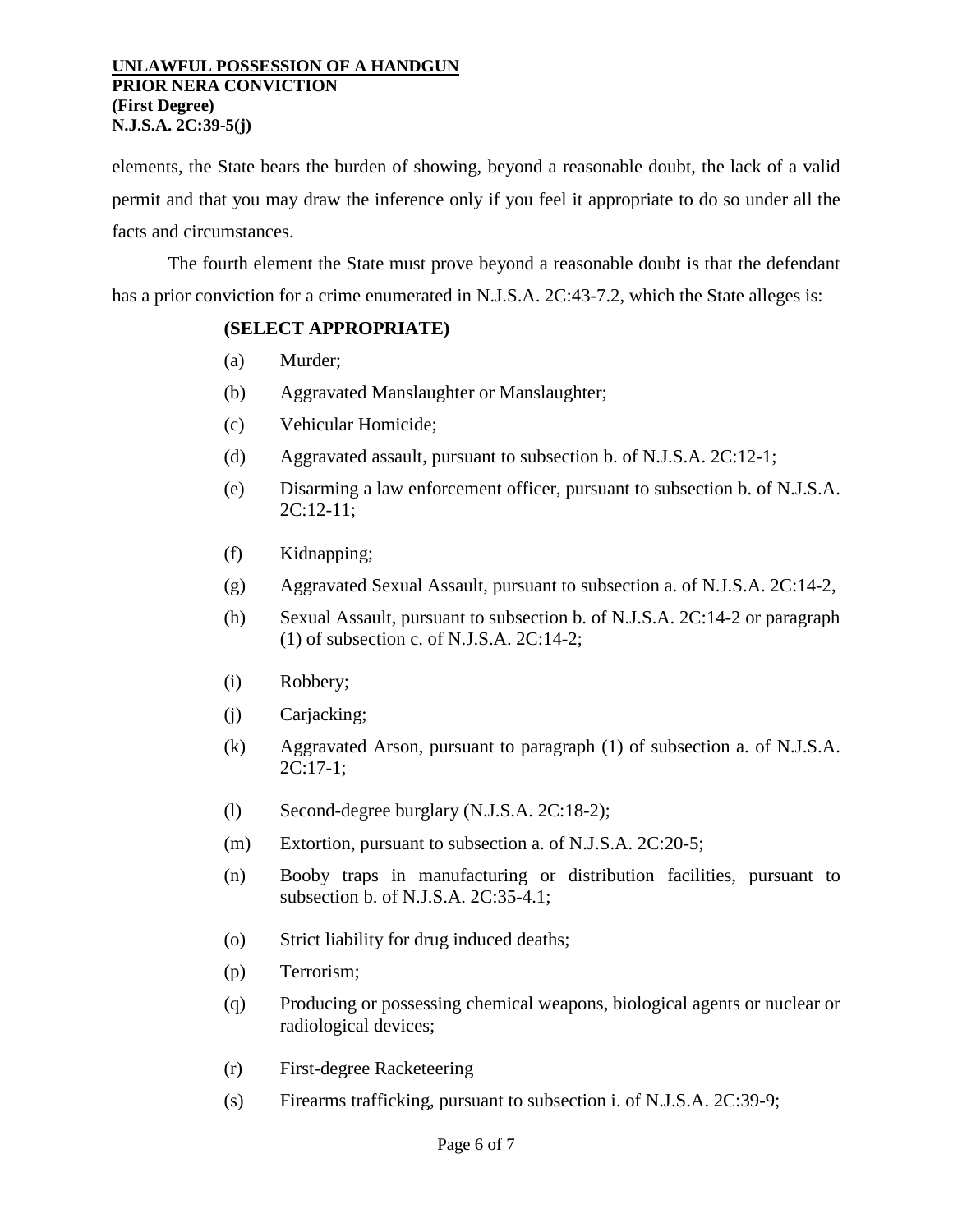elements, the State bears the burden of showing, beyond a reasonable doubt, the lack of a valid permit and that you may draw the inference only if you feel it appropriate to do so under all the facts and circumstances.

The fourth element the State must prove beyond a reasonable doubt is that the defendant has a prior conviction for a crime enumerated in N.J.S.A. 2C:43-7.2, which the State alleges is:

**(SELECT APPROPRIATE)**

(a) Murder;

(b) Aggravated Manslaughter or Manslaughter;

(c) Vehicular Homicide;

(d) Aggravated assault, pursuant to subsection b. of N.J.S.A. 2C:12-1;

(e) Disarming a law enforcement officer, pursuant to subsection b. of N.J.S.A. 2C:12-11;

(f) Kidnapping;

(g) Aggravated Sexual Assault, pursuant to subsection a. of N.J.S.A. 2C:14-2,

(h) Sexual Assault, pursuant to subsection b. of N.J.S.A. 2C:14-2 or paragraph (1) of subsection c. of N.J.S.A. 2C:14-2;

(i) Robbery;

(j) Carjacking;

(k) Aggravated Arson, pursuant to paragraph (1) of subsection a. of N.J.S.A. 2C:17-1;

(l) Second-degree burglary (N.J.S.A. 2C:18-2);

(m) Extortion, pursuant to subsection a. of N.J.S.A. 2C:20-5;

(n) Booby traps in manufacturing or distribution facilities, pursuant to subsection b. of N.J.S.A. 2C:35-4.1;

(o) Strict liability for drug induced deaths;

(p) Terrorism;

(q) Producing or possessing chemical weapons, biological agents or nuclear or radiological devices;

(r) First-degree Racketeering

(s) Firearms trafficking, pursuant to subsection i. of N.J.S.A. 2C:39-9;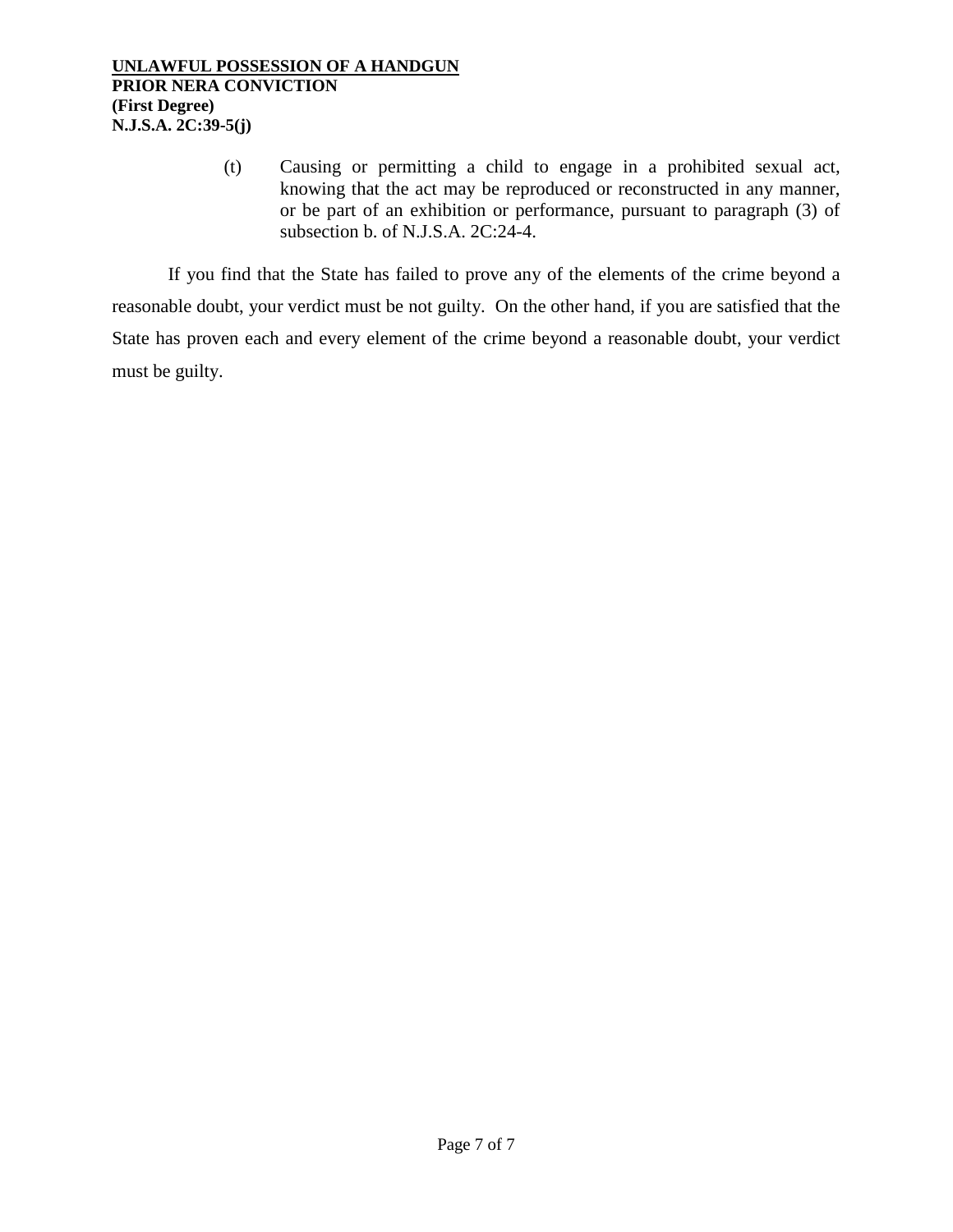(t) Causing or permitting a child to engage in a prohibited sexual act, knowing that the act may be reproduced or reconstructed in any manner, or be part of an exhibition or performance, pursuant to paragraph (3) of subsection b. of N.J.S.A. 2C:24-4.

If you find that the State has failed to prove any of the elements of the crime beyond a reasonable doubt, your verdict must be not guilty. On the other hand, if you are satisfied that the State has proven each and every element of the crime beyond a reasonable doubt, your verdict must be guilty.